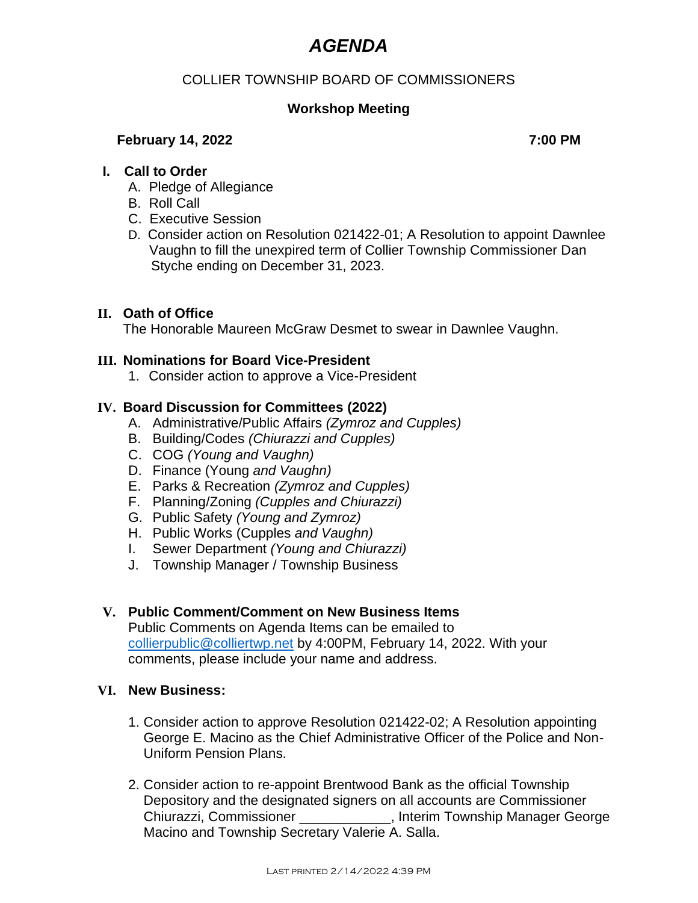# *AGENDA*

COLLIER TOWNSHIP BOARD OF COMMISSIONERS

**Workshop Meeting**

**February 14, 2022** **7:00 PM**

**I. Call to Order**

A. Pledge of Allegiance
B. Roll Call
C. Executive Session
D. Consider action on Resolution 021422-01; A Resolution to appoint Dawnlee Vaughn to fill the unexpired term of Collier Township Commissioner Dan Styche ending on December 31, 2023.

**II. Oath of Office**

The Honorable Maureen McGraw Desmet to swear in Dawnlee Vaughn.

**III. Nominations for Board Vice-President**

1. Consider action to approve a Vice-President

**IV. Board Discussion for Committees (2022)**

A. Administrative/Public Affairs *(Zymroz and Cupples)*
B. Building/Codes *(Chiurazzi and Cupples)*
C. COG *(Young and Vaughn)*
D. Finance (Young *and Vaughn)*
E. Parks & Recreation *(Zymroz and Cupples)*
F. Planning/Zoning *(Cupples and Chiurazzi)*
G. Public Safety *(Young and Zymroz)*
H. Public Works (Cupples *and Vaughn)*
I. Sewer Department *(Young and Chiurazzi)*
J. Township Manager / Township Business

**V. Public Comment/Comment on New Business Items**

Public Comments on Agenda Items can be emailed to [collierpublic@colliertwp.net](mailto:collierpublic@colliertwp.net) by 4:00PM, February 14, 2022. With your comments, please include your name and address.

**VI. New Business:**

1. Consider action to approve Resolution 021422-02; A Resolution appointing George E. Macino as the Chief Administrative Officer of the Police and Non-Uniform Pension Plans.

2. Consider action to re-appoint Brentwood Bank as the official Township Depository and the designated signers on all accounts are Commissioner Chiurazzi, Commissioner ____________, Interim Township Manager George Macino and Township Secretary Valerie A. Salla.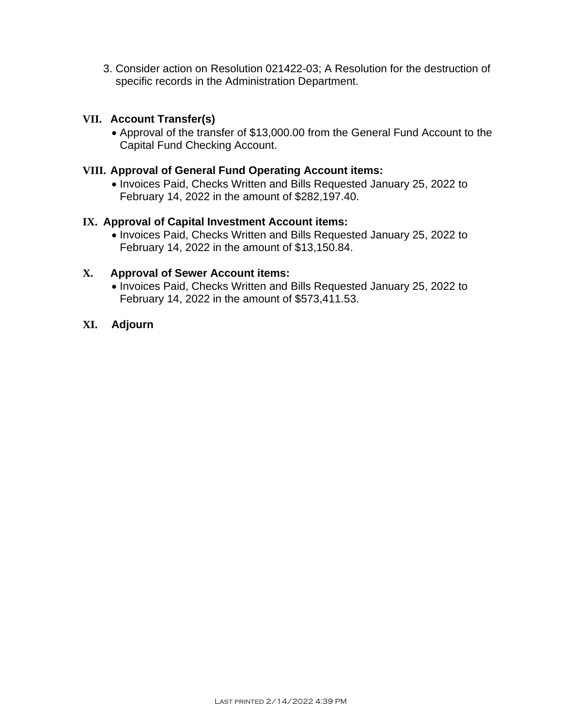3. Consider action on Resolution 021422-03; A Resolution for the destruction of specific records in the Administration Department.

**VII. Account Transfer(s)**

- Approval of the transfer of $13,000.00 from the General Fund Account to the Capital Fund Checking Account.

**VIII. Approval of General Fund Operating Account items:**

- Invoices Paid, Checks Written and Bills Requested January 25, 2022 to February 14, 2022 in the amount of $282,197.40.

**IX. Approval of Capital Investment Account items:**

- Invoices Paid, Checks Written and Bills Requested January 25, 2022 to February 14, 2022 in the amount of $13,150.84.

**X. Approval of Sewer Account items:**

- Invoices Paid, Checks Written and Bills Requested January 25, 2022 to February 14, 2022 in the amount of $573,411.53.

**XI. Adjourn**